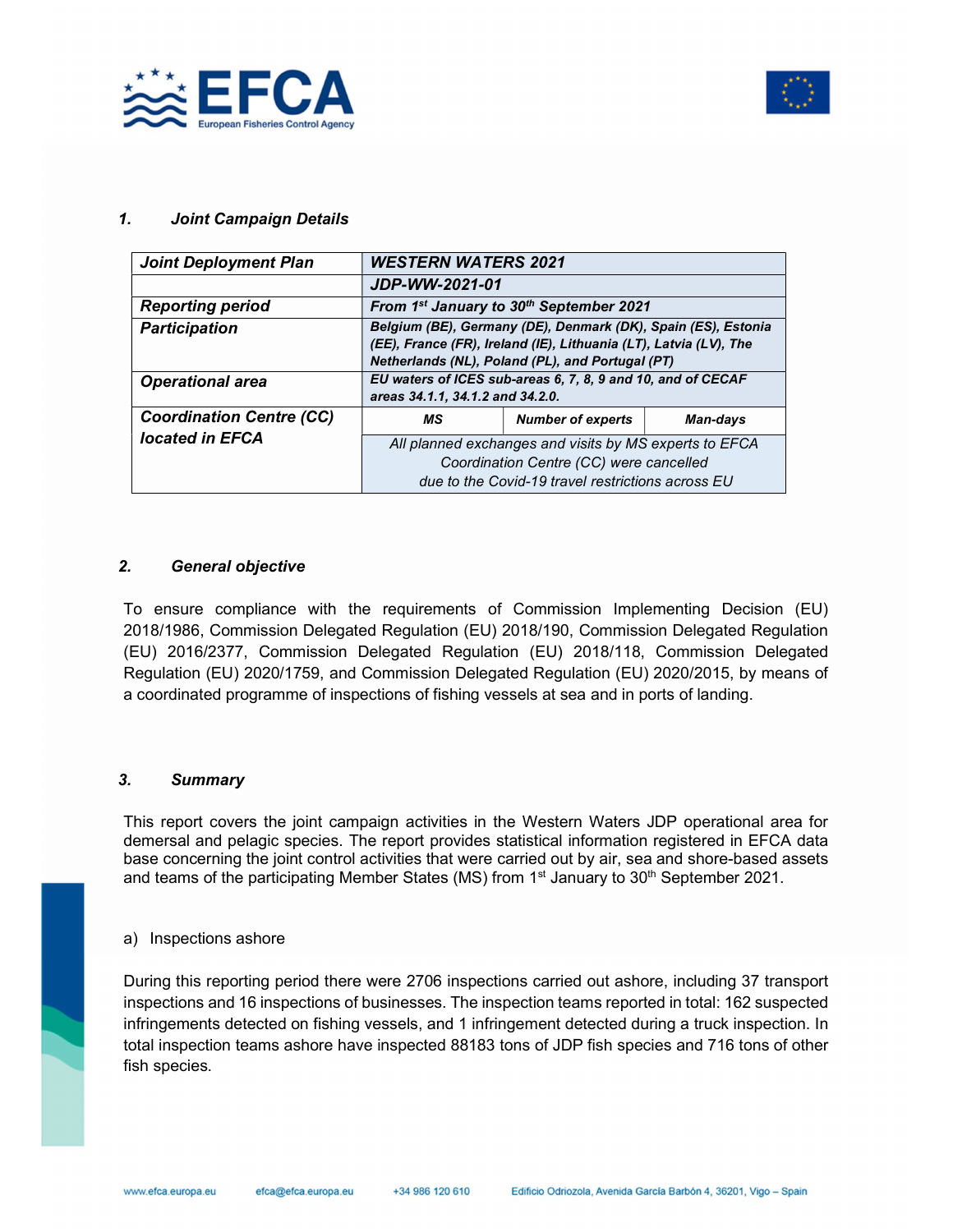## 1. Joint Campaign Details

| | | | |
|---|---|---|---|
| ***Joint Deployment Plan*** | ***WESTERN WATERS 2021*** | | |
| | ***JDP-WW-2021-01*** | | |
| ***Reporting period*** | ***From 1st January to 30th September 2021*** | | |
| ***Participation*** | ***Belgium (BE), Germany (DE), Denmark (DK), Spain (ES), Estonia (EE), France (FR), Ireland (IE), Lithuania (LT), Latvia (LV), The Netherlands (NL), Poland (PL), and Portugal (PT)*** | | |
| ***Operational area*** | ***EU waters of ICES sub-areas 6, 7, 8, 9 and 10, and of CECAF areas 34.1.1, 34.1.2 and 34.2.0.*** | | |
| ***Coordination Centre (CC) located in EFCA*** | ***MS*** | ***Number of experts*** | ***Man-days*** |
| | *All planned exchanges and visits by MS experts to EFCA Coordination Centre (CC) were cancelled due to the Covid-19 travel restrictions across EU* | | |

## 2. General objective

To ensure compliance with the requirements of Commission Implementing Decision (EU) 2018/1986, Commission Delegated Regulation (EU) 2018/190, Commission Delegated Regulation (EU) 2016/2377, Commission Delegated Regulation (EU) 2018/118, Commission Delegated Regulation (EU) 2020/1759, and Commission Delegated Regulation (EU) 2020/2015, by means of a coordinated programme of inspections of fishing vessels at sea and in ports of landing.

## 3. Summary

This report covers the joint campaign activities in the Western Waters JDP operational area for demersal and pelagic species. The report provides statistical information registered in EFCA data base concerning the joint control activities that were carried out by air, sea and shore-based assets and teams of the participating Member States (MS) from 1st January to 30th September 2021.

a) Inspections ashore

During this reporting period there were 2706 inspections carried out ashore, including 37 transport inspections and 16 inspections of businesses. The inspection teams reported in total: 162 suspected infringements detected on fishing vessels, and 1 infringement detected during a truck inspection. In total inspection teams ashore have inspected 88183 tons of JDP fish species and 716 tons of other fish species.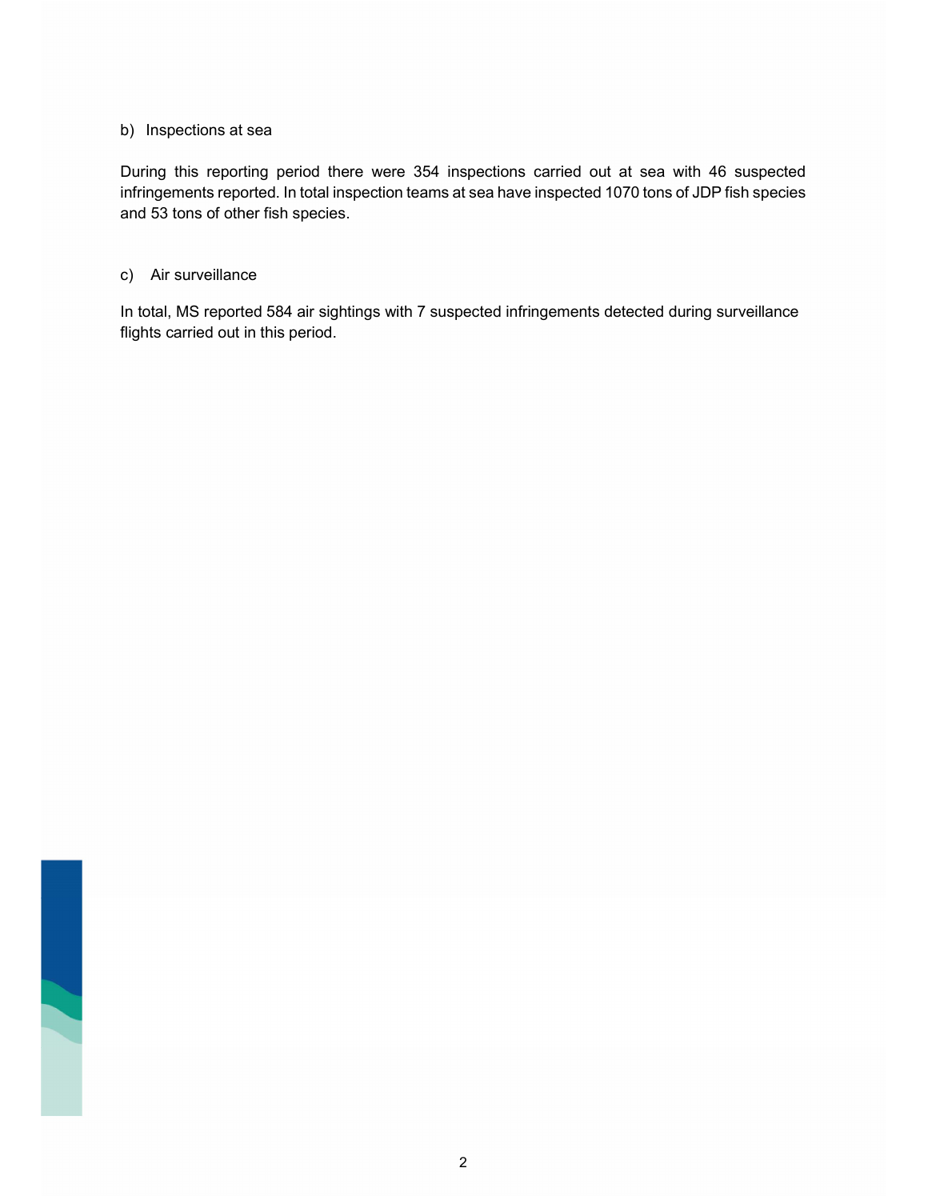b) Inspections at sea

During this reporting period there were 354 inspections carried out at sea with 46 suspected infringements reported. In total inspection teams at sea have inspected 1070 tons of JDP fish species and 53 tons of other fish species.

c) Air surveillance

In total, MS reported 584 air sightings with 7 suspected infringements detected during surveillance flights carried out in this period.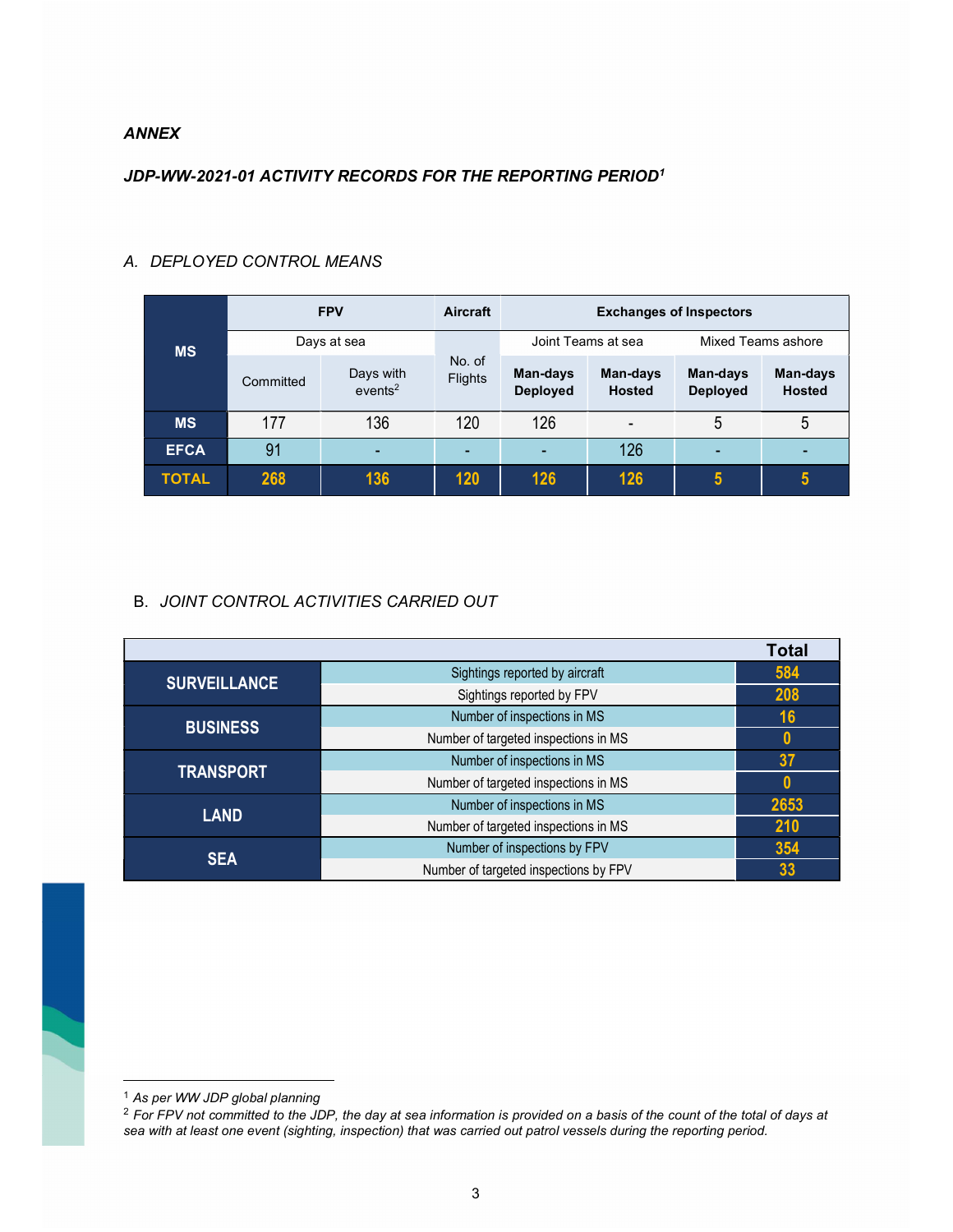***ANNEX***

***JDP-WW-2021-01 ACTIVITY RECORDS FOR THE REPORTING PERIOD[1]***

## *A. DEPLOYED CONTROL MEANS*

| MS | FPV | | Aircraft | Exchanges of Inspectors | | | |
|---|---|---|---|---|---|---|---|
| | Days at sea | | No. of Flights | Joint Teams at sea | | Mixed Teams ashore | |
| | Committed | Days with events[2] | | **Man-days Deployed** | **Man-days Hosted** | **Man-days Deployed** | **Man-days Hosted** |
| **MS** | 177 | 136 | 120 | 126 | - | 5 | 5 |
| **EFCA** | 91 | - | - | - | 126 | - | - |
| **TOTAL** | **268** | **136** | **120** | **126** | **126** | **5** | **5** |

## B. *JOINT CONTROL ACTIVITIES CARRIED OUT*

| | | **Total** |
|---|---|---|
| **SURVEILLANCE** | Sightings reported by aircraft | **584** |
| | Sightings reported by FPV | **208** |
| **BUSINESS** | Number of inspections in MS | **16** |
| | Number of targeted inspections in MS | **0** |
| **TRANSPORT** | Number of inspections in MS | **37** |
| | Number of targeted inspections in MS | **0** |
| **LAND** | Number of inspections in MS | **2653** |
| | Number of targeted inspections in MS | **210** |
| **SEA** | Number of inspections by FPV | **354** |
| | Number of targeted inspections by FPV | **33** |

---

[1] *As per WW JDP global planning*

[2] *For FPV not committed to the JDP, the day at sea information is provided on a basis of the count of the total of days at sea with at least one event (sighting, inspection) that was carried out patrol vessels during the reporting period.*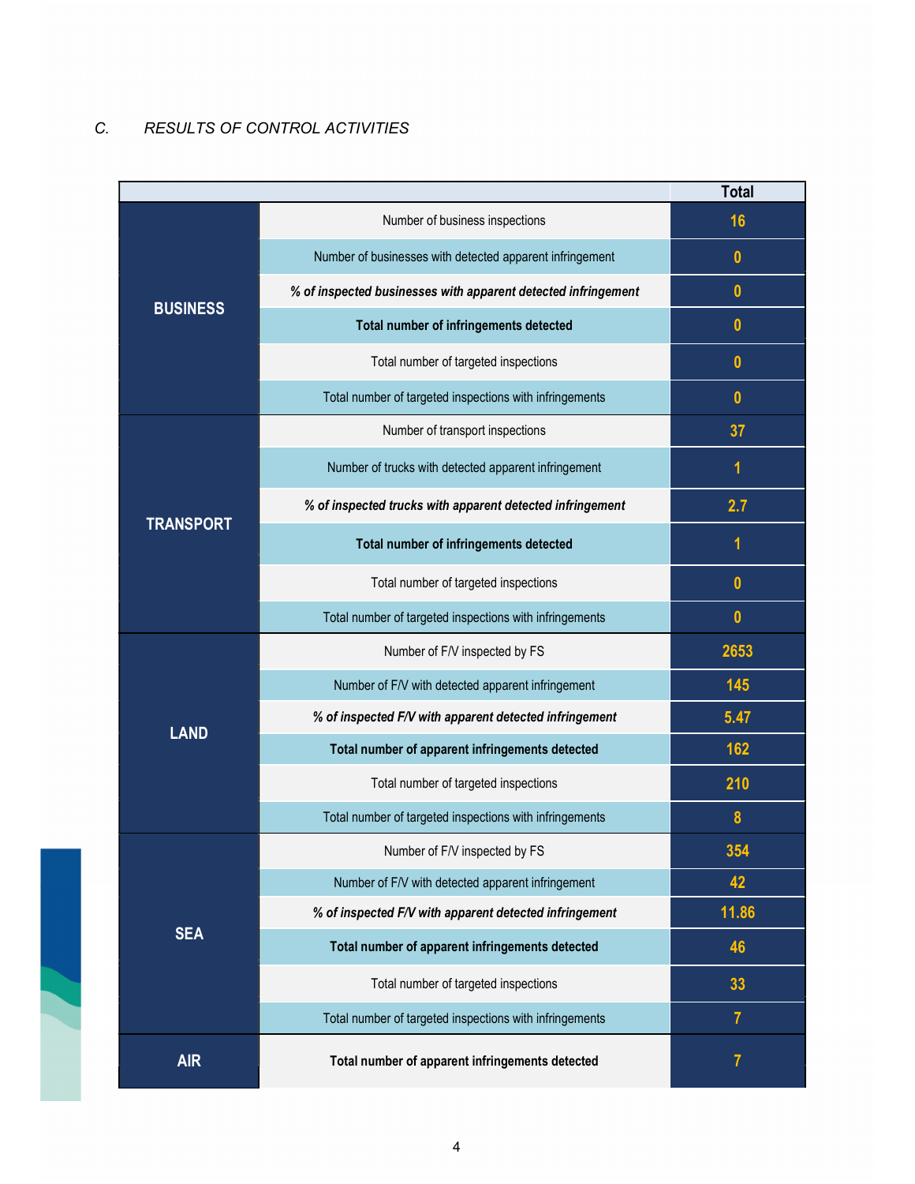## C. *RESULTS OF CONTROL ACTIVITIES*

| | | Total |
|---|---|---|
| **BUSINESS** | Number of business inspections | 16 |
| | Number of businesses with detected apparent infringement | 0 |
| | ***% of inspected businesses with apparent detected infringement*** | 0 |
| | **Total number of infringements detected** | 0 |
| | Total number of targeted inspections | 0 |
| | Total number of targeted inspections with infringements | 0 |
| **TRANSPORT** | Number of transport inspections | 37 |
| | Number of trucks with detected apparent infringement | 1 |
| | ***% of inspected trucks with apparent detected infringement*** | 2.7 |
| | **Total number of infringements detected** | 1 |
| | Total number of targeted inspections | 0 |
| | Total number of targeted inspections with infringements | 0 |
| **LAND** | Number of F/V inspected by FS | 2653 |
| | Number of F/V with detected apparent infringement | 145 |
| | ***% of inspected F/V with apparent detected infringement*** | 5.47 |
| | **Total number of apparent infringements detected** | 162 |
| | Total number of targeted inspections | 210 |
| | Total number of targeted inspections with infringements | 8 |
| **SEA** | Number of F/V inspected by FS | 354 |
| | Number of F/V with detected apparent infringement | 42 |
| | ***% of inspected F/V with apparent detected infringement*** | 11.86 |
| | **Total number of apparent infringements detected** | 46 |
| | Total number of targeted inspections | 33 |
| | Total number of targeted inspections with infringements | 7 |
| **AIR** | **Total number of apparent infringements detected** | 7 |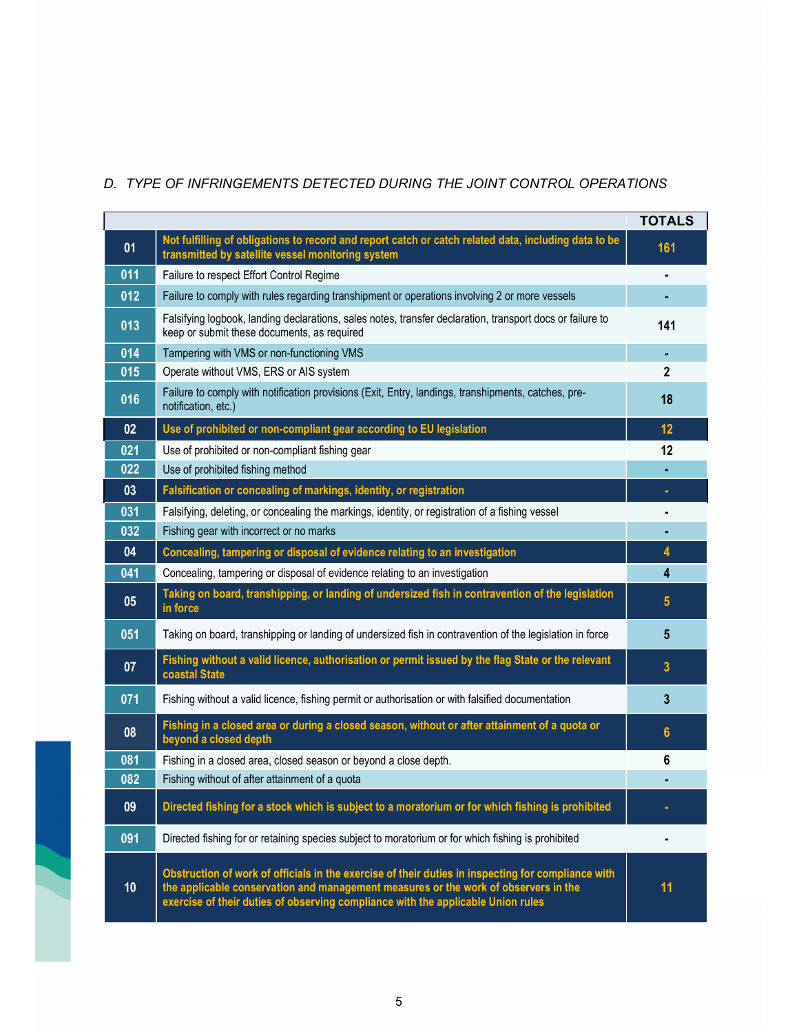*D. TYPE OF INFRINGEMENTS DETECTED DURING THE JOINT CONTROL OPERATIONS*

| | | TOTALS |
|---|---|---|
| **01** | **Not fulfilling of obligations to record and report catch or catch related data, including data to be transmitted by satellite vessel monitoring system** | **161** |
| 011 | Failure to respect Effort Control Regime | - |
| 012 | Failure to comply with rules regarding transhipment or operations involving 2 or more vessels | - |
| 013 | Falsifying logbook, landing declarations, sales notes, transfer declaration, transport docs or failure to keep or submit these documents, as required | 141 |
| 014 | Tampering with VMS or non-functioning VMS | - |
| 015 | Operate without VMS, ERS or AIS system | 2 |
| 016 | Failure to comply with notification provisions (Exit, Entry, landings, transhipments, catches, pre-notification, etc.) | 18 |
| **02** | **Use of prohibited or non-compliant gear according to EU legislation** | **12** |
| 021 | Use of prohibited or non-compliant fishing gear | 12 |
| 022 | Use of prohibited fishing method | - |
| **03** | **Falsification or concealing of markings, identity, or registration** | **-** |
| 031 | Falsifying, deleting, or concealing the markings, identity, or registration of a fishing vessel | - |
| 032 | Fishing gear with incorrect or no marks | - |
| **04** | **Concealing, tampering or disposal of evidence relating to an investigation** | **4** |
| 041 | Concealing, tampering or disposal of evidence relating to an investigation | 4 |
| **05** | **Taking on board, transhipping, or landing of undersized fish in contravention of the legislation in force** | **5** |
| 051 | Taking on board, transhipping or landing of undersized fish in contravention of the legislation in force | 5 |
| **07** | **Fishing without a valid licence, authorisation or permit issued by the flag State or the relevant coastal State** | **3** |
| 071 | Fishing without a valid licence, fishing permit or authorisation or with falsified documentation | 3 |
| **08** | **Fishing in a closed area or during a closed season, without or after attainment of a quota or beyond a closed depth** | **6** |
| 081 | Fishing in a closed area, closed season or beyond a close depth. | 6 |
| 082 | Fishing without of after attainment of a quota | - |
| **09** | **Directed fishing for a stock which is subject to a moratorium or for which fishing is prohibited** | **-** |
| 091 | Directed fishing for or retaining species subject to moratorium or for which fishing is prohibited | - |
| **10** | **Obstruction of work of officials in the exercise of their duties in inspecting for compliance with the applicable conservation and management measures or the work of observers in the exercise of their duties of observing compliance with the applicable Union rules** | **11** |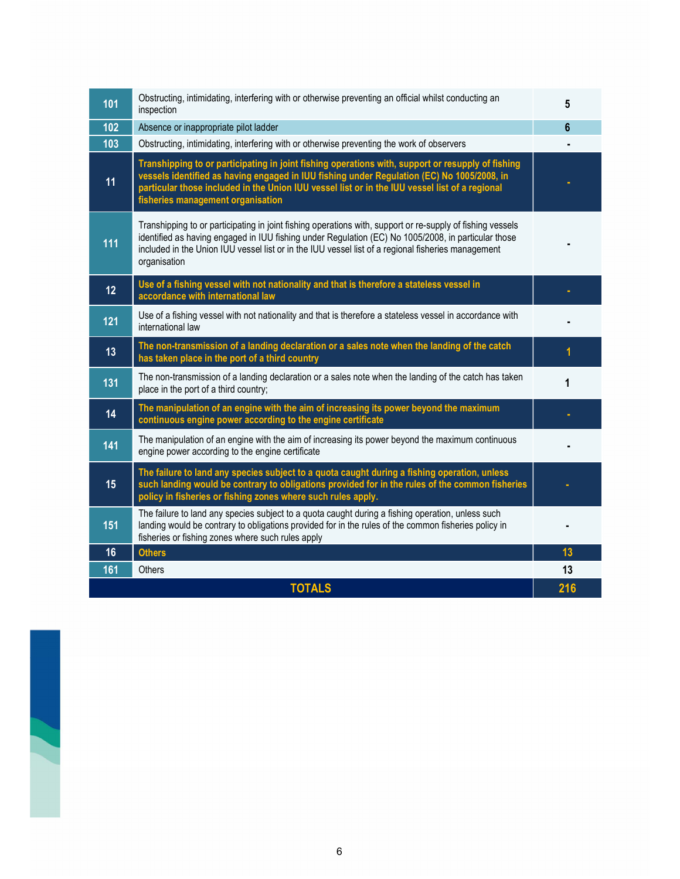| | | |
|---|---|---|
| 101 | Obstructing, intimidating, interfering with or otherwise preventing an official whilst conducting an inspection | 5 |
| 102 | Absence or inappropriate pilot ladder | 6 |
| 103 | Obstructing, intimidating, interfering with or otherwise preventing the work of observers | - |
| **11** | **Transhipping to or participating in joint fishing operations with, support or resupply of fishing vessels identified as having engaged in IUU fishing under Regulation (EC) No 1005/2008, in particular those included in the Union IUU vessel list or in the IUU vessel list of a regional fisheries management organisation** | **-** |
| 111 | Transhipping to or participating in joint fishing operations with, support or re-supply of fishing vessels identified as having engaged in IUU fishing under Regulation (EC) No 1005/2008, in particular those included in the Union IUU vessel list or in the IUU vessel list of a regional fisheries management organisation | - |
| **12** | **Use of a fishing vessel with not nationality and that is therefore a stateless vessel in accordance with international law** | **-** |
| 121 | Use of a fishing vessel with not nationality and that is therefore a stateless vessel in accordance with international law | - |
| **13** | **The non-transmission of a landing declaration or a sales note when the landing of the catch has taken place in the port of a third country** | **1** |
| 131 | The non-transmission of a landing declaration or a sales note when the landing of the catch has taken place in the port of a third country; | 1 |
| **14** | **The manipulation of an engine with the aim of increasing its power beyond the maximum continuous engine power according to the engine certificate** | **-** |
| 141 | The manipulation of an engine with the aim of increasing its power beyond the maximum continuous engine power according to the engine certificate | - |
| **15** | **The failure to land any species subject to a quota caught during a fishing operation, unless such landing would be contrary to obligations provided for in the rules of the common fisheries policy in fisheries or fishing zones where such rules apply.** | **-** |
| 151 | The failure to land any species subject to a quota caught during a fishing operation, unless such landing would be contrary to obligations provided for in the rules of the common fisheries policy in fisheries or fishing zones where such rules apply | - |
| **16** | **Others** | **13** |
| 161 | Others | 13 |
| | **TOTALS** | **216** |